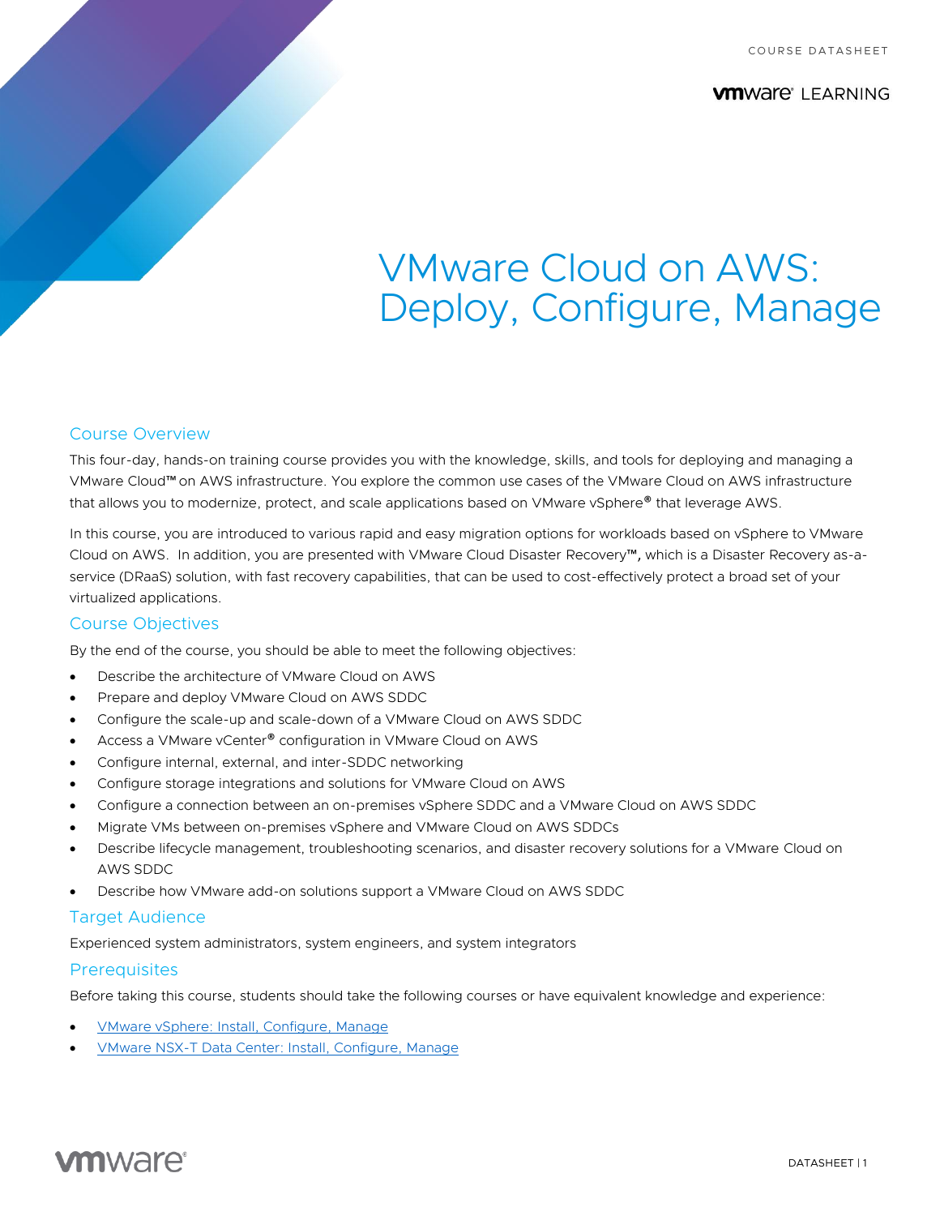COURSE DATASHEET

VMware LEARNING

# VMware Cloud on AWS: Deploy, Configure, Manage

## Course Overview

This four-day, hands-on training course provides you with the knowledge, skills, and tools for deploying and managing a VMware Cloud™ on AWS infrastructure. You explore the common use cases of the VMware Cloud on AWS infrastructure that allows you to modernize, protect, and scale applications based on VMware vSphere® that leverage AWS.

In this course, you are introduced to various rapid and easy migration options for workloads based on vSphere to VMware Cloud on AWS. In addition, you are presented with VMware Cloud Disaster Recovery™, which is a Disaster Recovery as-a-service (DRaaS) solution, with fast recovery capabilities, that can be used to cost-effectively protect a broad set of your virtualized applications.

## Course Objectives

By the end of the course, you should be able to meet the following objectives:

- Describe the architecture of VMware Cloud on AWS
- Prepare and deploy VMware Cloud on AWS SDDC
- Configure the scale-up and scale-down of a VMware Cloud on AWS SDDC
- Access a VMware vCenter® configuration in VMware Cloud on AWS
- Configure internal, external, and inter-SDDC networking
- Configure storage integrations and solutions for VMware Cloud on AWS
- Configure a connection between an on-premises vSphere SDDC and a VMware Cloud on AWS SDDC
- Migrate VMs between on-premises vSphere and VMware Cloud on AWS SDDCs
- Describe lifecycle management, troubleshooting scenarios, and disaster recovery solutions for a VMware Cloud on AWS SDDC
- Describe how VMware add-on solutions support a VMware Cloud on AWS SDDC

## Target Audience

Experienced system administrators, system engineers, and system integrators

## Prerequisites

Before taking this course, students should take the following courses or have equivalent knowledge and experience:

- VMware vSphere: Install, Configure, Manage
- VMware NSX-T Data Center: Install, Configure, Manage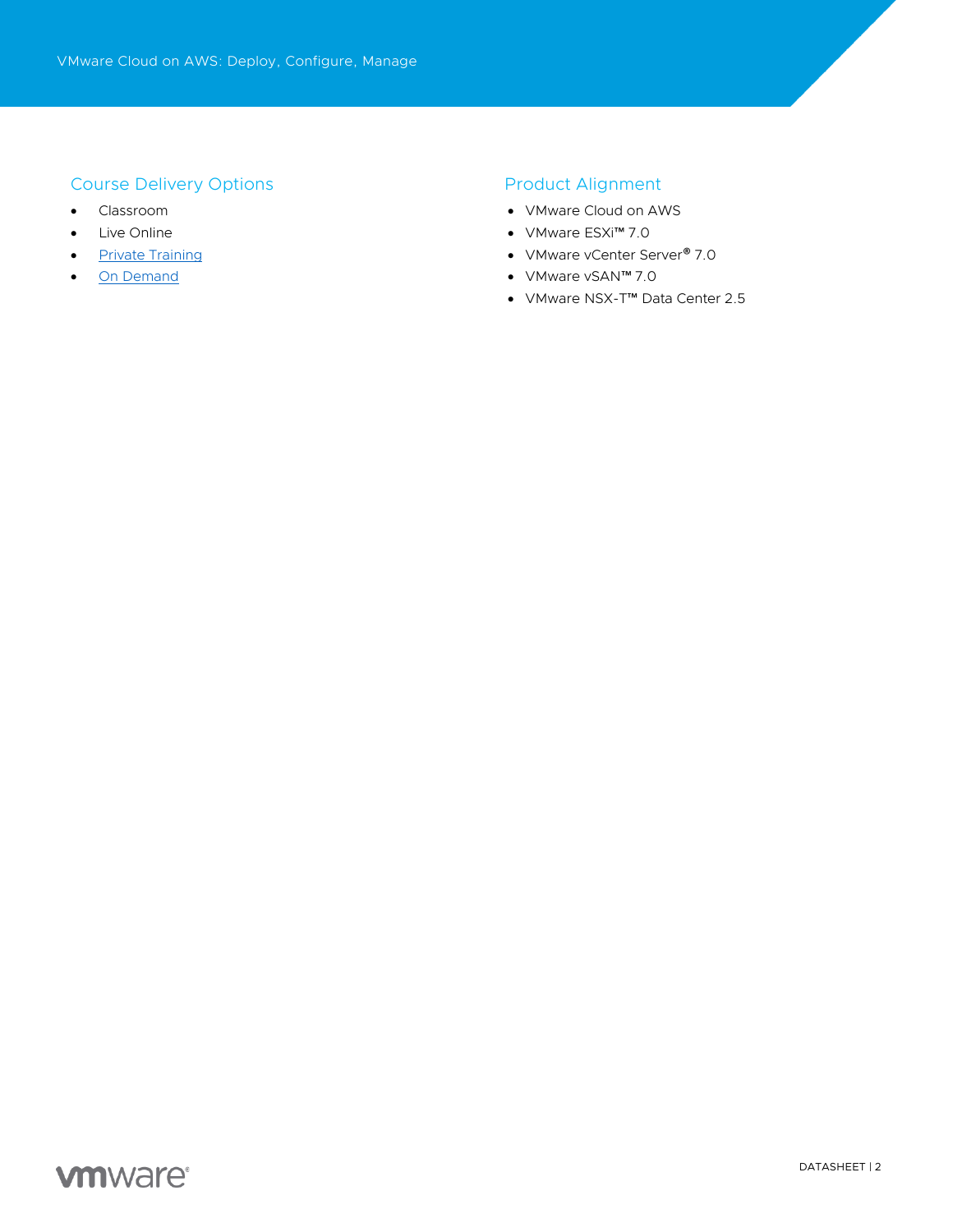## Course Delivery Options

- Classroom
- Live Online
- Private Training
- On Demand

## Product Alignment

- VMware Cloud on AWS
- VMware ESXi™ 7.0
- VMware vCenter Server® 7.0
- VMware vSAN™ 7.0
- VMware NSX-T™ Data Center 2.5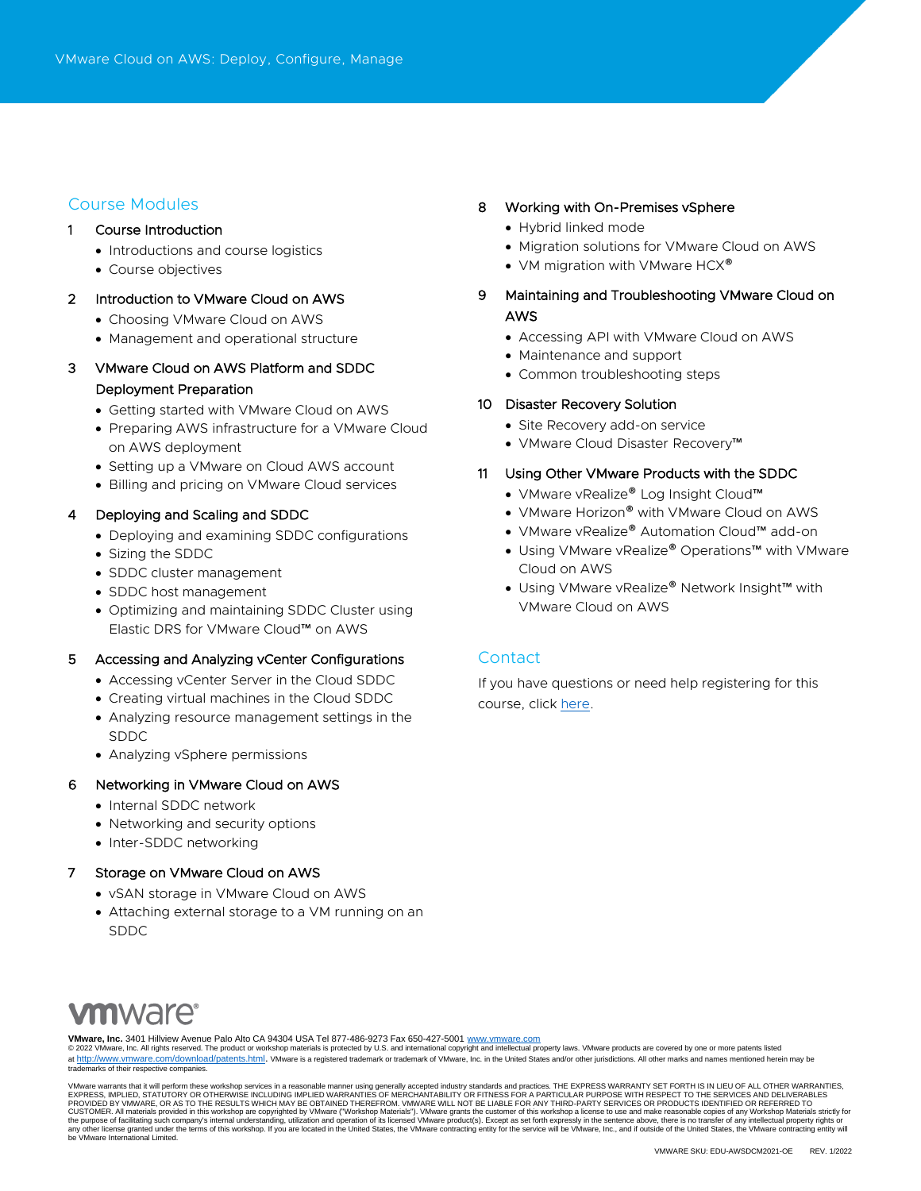## Course Modules

1. Course Introduction
   - Introductions and course logistics
   - Course objectives

2. Introduction to VMware Cloud on AWS
   - Choosing VMware Cloud on AWS
   - Management and operational structure

3. VMware Cloud on AWS Platform and SDDC Deployment Preparation
   - Getting started with VMware Cloud on AWS
   - Preparing AWS infrastructure for a VMware Cloud on AWS deployment
   - Setting up a VMware on Cloud AWS account
   - Billing and pricing on VMware Cloud services

4. Deploying and Scaling and SDDC
   - Deploying and examining SDDC configurations
   - Sizing the SDDC
   - SDDC cluster management
   - SDDC host management
   - Optimizing and maintaining SDDC Cluster using Elastic DRS for VMware Cloud™ on AWS

5. Accessing and Analyzing vCenter Configurations
   - Accessing vCenter Server in the Cloud SDDC
   - Creating virtual machines in the Cloud SDDC
   - Analyzing resource management settings in the SDDC
   - Analyzing vSphere permissions

6. Networking in VMware Cloud on AWS
   - Internal SDDC network
   - Networking and security options
   - Inter-SDDC networking

7. Storage on VMware Cloud on AWS
   - vSAN storage in VMware Cloud on AWS
   - Attaching external storage to a VM running on an SDDC

8. Working with On-Premises vSphere
   - Hybrid linked mode
   - Migration solutions for VMware Cloud on AWS
   - VM migration with VMware HCX®

9. Maintaining and Troubleshooting VMware Cloud on AWS
   - Accessing API with VMware Cloud on AWS
   - Maintenance and support
   - Common troubleshooting steps

10. Disaster Recovery Solution
    - Site Recovery add-on service
    - VMware Cloud Disaster Recovery™

11. Using Other VMware Products with the SDDC
    - VMware vRealize® Log Insight Cloud™
    - VMware Horizon® with VMware Cloud on AWS
    - VMware vRealize® Automation Cloud™ add-on
    - Using VMware vRealize® Operations™ with VMware Cloud on AWS
    - Using VMware vRealize® Network Insight™ with VMware Cloud on AWS

## Contact

If you have questions or need help registering for this course, click here.

**VMware, Inc.** 3401 Hillview Avenue Palo Alto CA 94304 USA Tel 877-486-9273 Fax 650-427-5001 www.vmware.com
© 2022 VMware, Inc. All rights reserved. The product or workshop materials is protected by U.S. and international copyright and intellectual property laws. VMware products are covered by one or more patents listed at http://www.vmware.com/download/patents.html. VMware is a registered trademark or trademark of VMware, Inc. in the United States and/or other jurisdictions. All other marks and names mentioned herein may be trademarks of their respective companies.

VMware warrants that it will perform these workshop services in a reasonable manner using generally accepted industry standards and practices. THE EXPRESS WARRANTY SET FORTH IS IN LIEU OF ALL OTHER WARRANTIES, EXPRESS, IMPLIED, STATUTORY OR OTHERWISE INCLUDING IMPLIED WARRANTIES OF MERCHANTABILITY OR FITNESS FOR A PARTICULAR PURPOSE WITH RESPECT TO THE SERVICES AND DELIVERABLES PROVIDED BY VMWARE, OR AS TO THE RESULTS WHICH MAY BE OBTAINED THEREFROM. VMWARE WILL NOT BE LIABLE FOR ANY THIRD-PARTY SERVICES OR PRODUCTS IDENTIFIED OR REFERRED TO CUSTOMER. All materials provided in this workshop are copyrighted by VMware ("Workshop Materials"). VMware grants the customer of this workshop a license to use and make reasonable copies of any Workshop Materials strictly for the purpose of facilitating such company's internal understanding, utilization and operation of its licensed VMware product(s). Except as set forth expressly in the sentence above, there is no transfer of any intellectual property rights or any other license granted under the terms of this workshop. If you are located in the United States, the VMware contracting entity for the service will be VMware, Inc., and if outside of the United States, the VMware contracting entity will be VMware International Limited.

VMWARE SKU: EDU-AWSDCM2021-OE REV. 1/2022